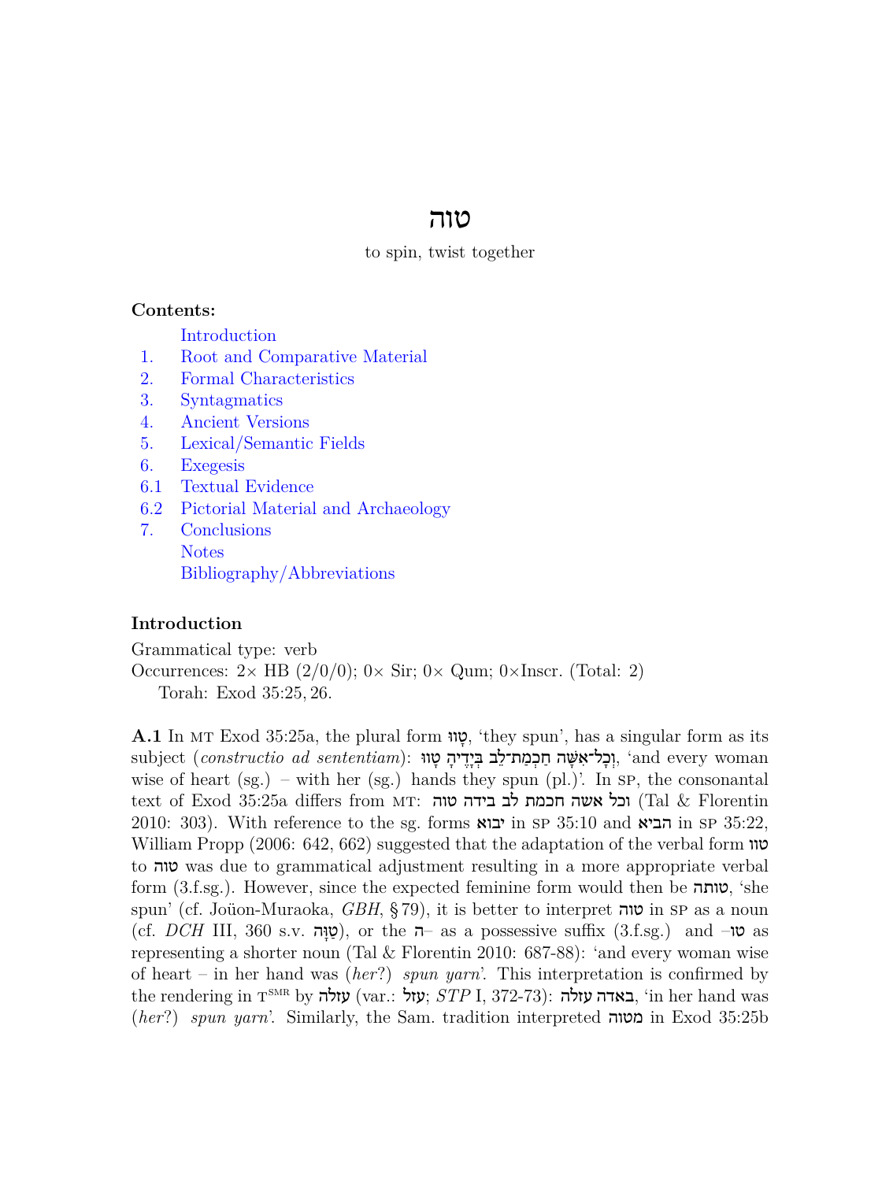# טוה

to spin, twist together

**Contents:**

- Introduction
- 1. Root and Comparative Material
- 2. Formal Characteristics
- 3. Syntagmatics
- 4. Ancient Versions
- 5. Lexical/Semantic Fields
- 6. Exegesis
- 6.1 Textual Evidence
- 6.2 Pictorial Material and Archaeology
- 7. Conclusions
- Notes
- Bibliography/Abbreviations

## Introduction

Grammatical type: verb

Occurrences: 2× HB (2/0/0); 0× Sir; 0× Qum; 0×Inscr. (Total: 2)

Torah: Exod 35:25, 26.

**A.1** In MT Exod 35:25a, the plural form טָווּ, 'they spun', has a singular form as its subject (*constructio ad sententiam*): וְכָל־אִשָּׁה חַכְמַת־לֵב בְּיָדֶיהָ טָווּ, 'and every woman wise of heart (sg.) – with her (sg.) hands they spun (pl.)'. In SP, the consonantal text of Exod 35:25a differs from MT: וכל אשה חכמת לב בידה טוה (Tal & Florentin 2010: 303). With reference to the sg. forms יבוא in SP 35:10 and הביא in SP 35:22, William Propp (2006: 642, 662) suggested that the adaptation of the verbal form טוו to טוה was due to grammatical adjustment resulting in a more appropriate verbal form (3.f.sg.). However, since the expected feminine form would then be טותה, 'she spun' (cf. Joüon-Muraoka, *GBH*, § 79), it is better to interpret טוה in SP as a noun (cf. *DCH* III, 360 s.v. טַוָּה), or the ה– as a possessive suffix (3.f.sg.) and –טו as representing a shorter noun (Tal & Florentin 2010: 687-88): 'and every woman wise of heart – in her hand was (*her*?) *spun yarn*'. This interpretation is confirmed by the rendering in T^SMR by עזלה (var.: עזל; *STP* I, 372-73): באדה עזלה, 'in her hand was (*her*?) *spun yarn*'. Similarly, the Sam. tradition interpreted מטוה in Exod 35:25b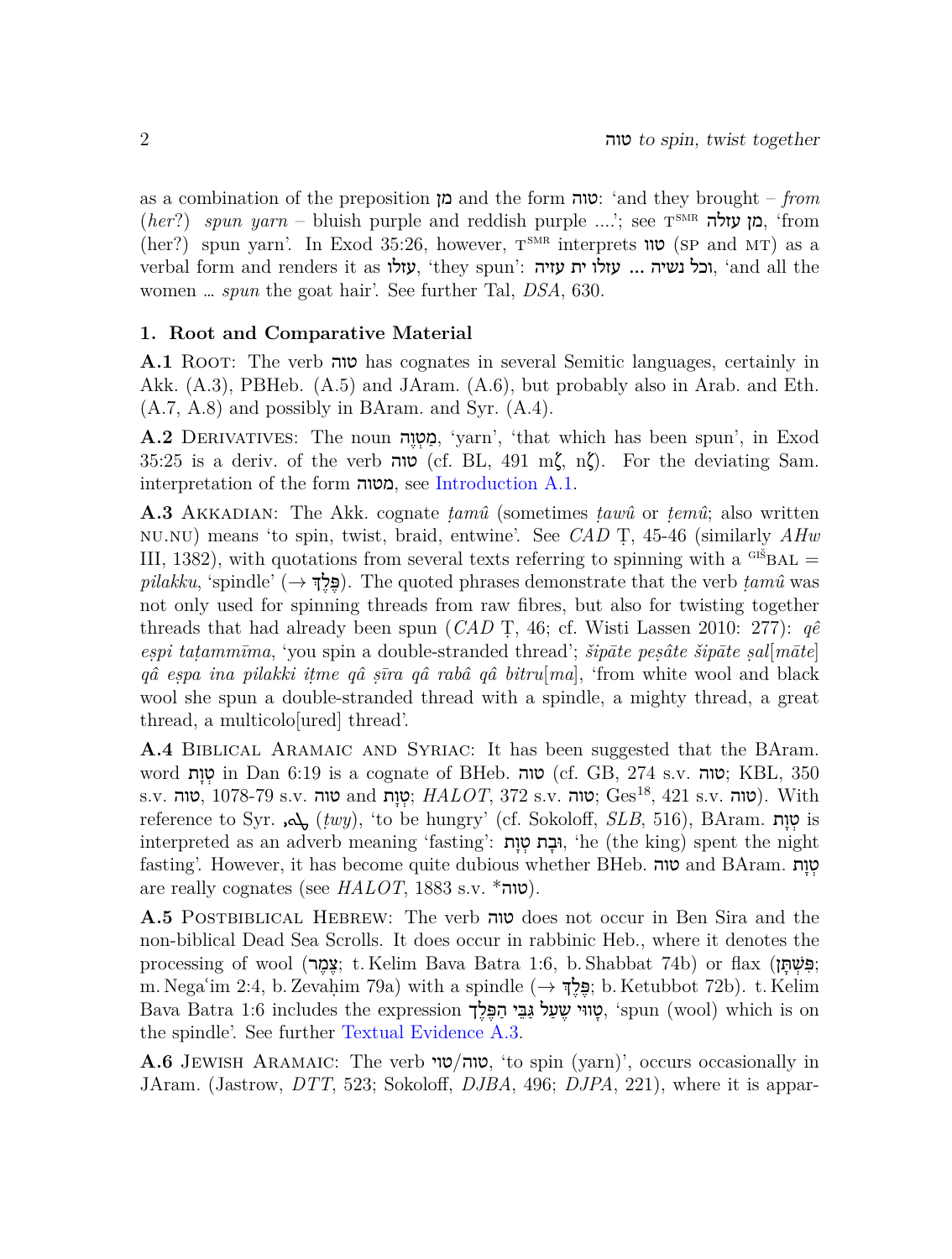as a combination of the preposition מן and the form טוה: 'and they brought – *from* (*her*?) *spun yarn* – bluish purple and reddish purple ....'; see T^SMR מן עזלה, 'from (her?) spun yarn'. In Exod 35:26, however, T^SMR interprets טוו (SP and MT) as a verbal form and renders it as עזלו, 'they spun': וכל נשיה ... עזלו ית עזיה, 'and all the women ... *spun* the goat hair'. See further Tal, *DSA*, 630.

## 1. Root and Comparative Material

**A.1** Root: The verb טוה has cognates in several Semitic languages, certainly in Akk. (A.3), PBHeb. (A.5) and JAram. (A.6), but probably also in Arab. and Eth. (A.7, A.8) and possibly in BAram. and Syr. (A.4).

**A.2** Derivatives: The noun מַטְוֶה, 'yarn', 'that which has been spun', in Exod 35:25 is a deriv. of the verb טוה (cf. BL, 491 mζ, nζ). For the deviating Sam. interpretation of the form מטוה, see Introduction A.1.

**A.3** Akkadian: The Akk. cognate *ṭamû* (sometimes *ṭawû* or *ṭemû*; also written NU.NU) means 'to spin, twist, braid, entwine'. See *CAD* Ṭ, 45-46 (similarly *AHw* III, 1382), with quotations from several texts referring to spinning with a ^GIŠBAL = *pilakku*, 'spindle' (→ פֶּלֶךְ). The quoted phrases demonstrate that the verb *ṭamû* was not only used for spinning threads from raw fibres, but also for twisting together threads that had already been spun (*CAD* Ṭ, 46; cf. Wisti Lassen 2010: 277): *qê eṣpi taṭammīma*, 'you spin a double-stranded thread'; *šipāte peṣâte šipāte ṣal*[*māte*] *qâ eṣpa ina pilakki iṭme qâ ṣīra qâ rabâ qâ bitru*[*ma*], 'from white wool and black wool she spun a double-stranded thread with a spindle, a mighty thread, a great thread, a multicolo[ured] thread'.

**A.4** Biblical Aramaic and Syriac: It has been suggested that the BAram. word טְוָת in Dan 6:19 is a cognate of BHeb. טוה (cf. GB, 274 s.v. טוה; KBL, 350 s.v. טוה, 1078-79 s.v. טוה and טְוָת; *HALOT*, 372 s.v. טוה; Ges[18], 421 s.v. טוה). With reference to Syr. ܛܘܝ (*ṭwy*), 'to be hungry' (cf. Sokoloff, *SLB*, 516), BAram. טְוָת is interpreted as an adverb meaning 'fasting': וּבָת טְוָת, 'he (the king) spent the night fasting'. However, it has become quite dubious whether BHeb. טוה and BAram. טְוָת are really cognates (see *HALOT*, 1883 s.v. *טוה).

**A.5** Postbiblical Hebrew: The verb טוה does not occur in Ben Sira and the non-biblical Dead Sea Scrolls. It does occur in rabbinic Heb., where it denotes the processing of wool (צֶמֶר; t. Kelim Bava Batra 1:6, b. Shabbat 74b) or flax (פִּשְׁתָּן; m. Negaʿim 2:4, b. Zevaḥim 79a) with a spindle (→ פֶּלֶךְ; b. Ketubbot 72b). t. Kelim Bava Batra 1:6 includes the expression טָוּוּי שֶׁעַל גַּבֵּי הַפֶּלֶךְ, 'spun (wool) which is on the spindle'. See further Textual Evidence A.3.

**A.6** Jewish Aramaic: The verb טוה/טוי, 'to spin (yarn)', occurs occasionally in JAram. (Jastrow, *DTT*, 523; Sokoloff, *DJBA*, 496; *DJPA*, 221), where it is appar-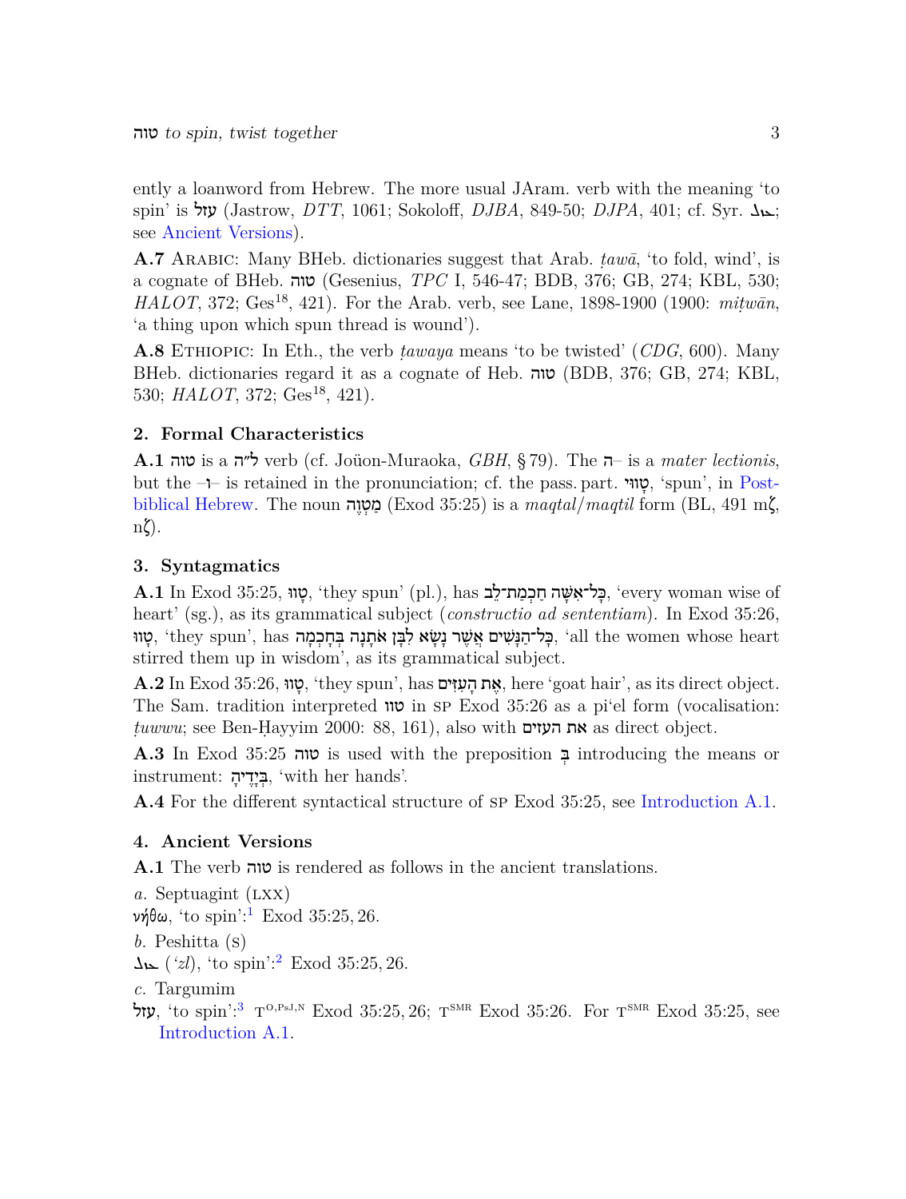ently a loanword from Hebrew. The more usual JAram. verb with the meaning 'to spin' is עזל (Jastrow, *DTT*, 1061; Sokoloff, *DJBA*, 849-50; *DJPA*, 401; cf. Syr. ܥܙܠ; see Ancient Versions).

**A.7** Arabic: Many BHeb. dictionaries suggest that Arab. *ṭawā*, 'to fold, wind', is a cognate of BHeb. טוה (Gesenius, *TPC* I, 546-47; BDB, 376; GB, 274; KBL, 530; *HALOT*, 372; Ges[18], 421). For the Arab. verb, see Lane, 1898-1900 (1900: *miṭwān*, 'a thing upon which spun thread is wound').

**A.8** Ethiopic: In Eth., the verb *ṭawaya* means 'to be twisted' (*CDG*, 600). Many BHeb. dictionaries regard it as a cognate of Heb. טוה (BDB, 376; GB, 274; KBL, 530; *HALOT*, 372; Ges[18], 421).

## 2. Formal Characteristics

**A.1** טוה is a ל״ה verb (cf. Joüon-Muraoka, *GBH*, § 79). The ה– is a *mater lectionis*, but the –ו– is retained in the pronunciation; cf. the pass. part. טָווּי, 'spun', in Post-biblical Hebrew. The noun מַטְוֶה (Exod 35:25) is a *maqtal*/*maqtil* form (BL, 491 mζ, nζ).

## 3. Syntagmatics

**A.1** In Exod 35:25, טָווּ, 'they spun' (pl.), has כָּל־אִשָּׁה חַכְמַת־לֵב, 'every woman wise of heart' (sg.), as its grammatical subject (*constructio ad sententiam*). In Exod 35:26, טָווּ, 'they spun', has כָּל־הַנָּשִׁים אֲשֶׁר נָשָׂא לִבָּן אֹתָנָה בְּחָכְמָה, 'all the women whose heart stirred them up in wisdom', as its grammatical subject.

**A.2** In Exod 35:26, טָווּ, 'they spun', has אֶת הָעִזִּים, here 'goat hair', as its direct object. The Sam. tradition interpreted טוו in SP Exod 35:26 as a pi'el form (vocalisation: *ṭuwwu*; see Ben-Ḥayyim 2000: 88, 161), also with את העזים as direct object.

**A.3** In Exod 35:25 טוה is used with the preposition בְּ introducing the means or instrument: בְּיָדֶיהָ, 'with her hands'.

**A.4** For the different syntactical structure of SP Exod 35:25, see Introduction A.1.

## 4. Ancient Versions

**A.1** The verb טוה is rendered as follows in the ancient translations.

*a.* Septuagint (LXX)

νήθω, 'to spin':[1] Exod 35:25, 26.

*b.* Peshitta (S)

ܥܙܠ (*ʿzl*), 'to spin':[2] Exod 35:25, 26.

*c.* Targumim

עזל, 'to spin':[3] T[O,PsJ,N] Exod 35:25, 26; T[SMR] Exod 35:26. For T[SMR] Exod 35:25, see Introduction A.1.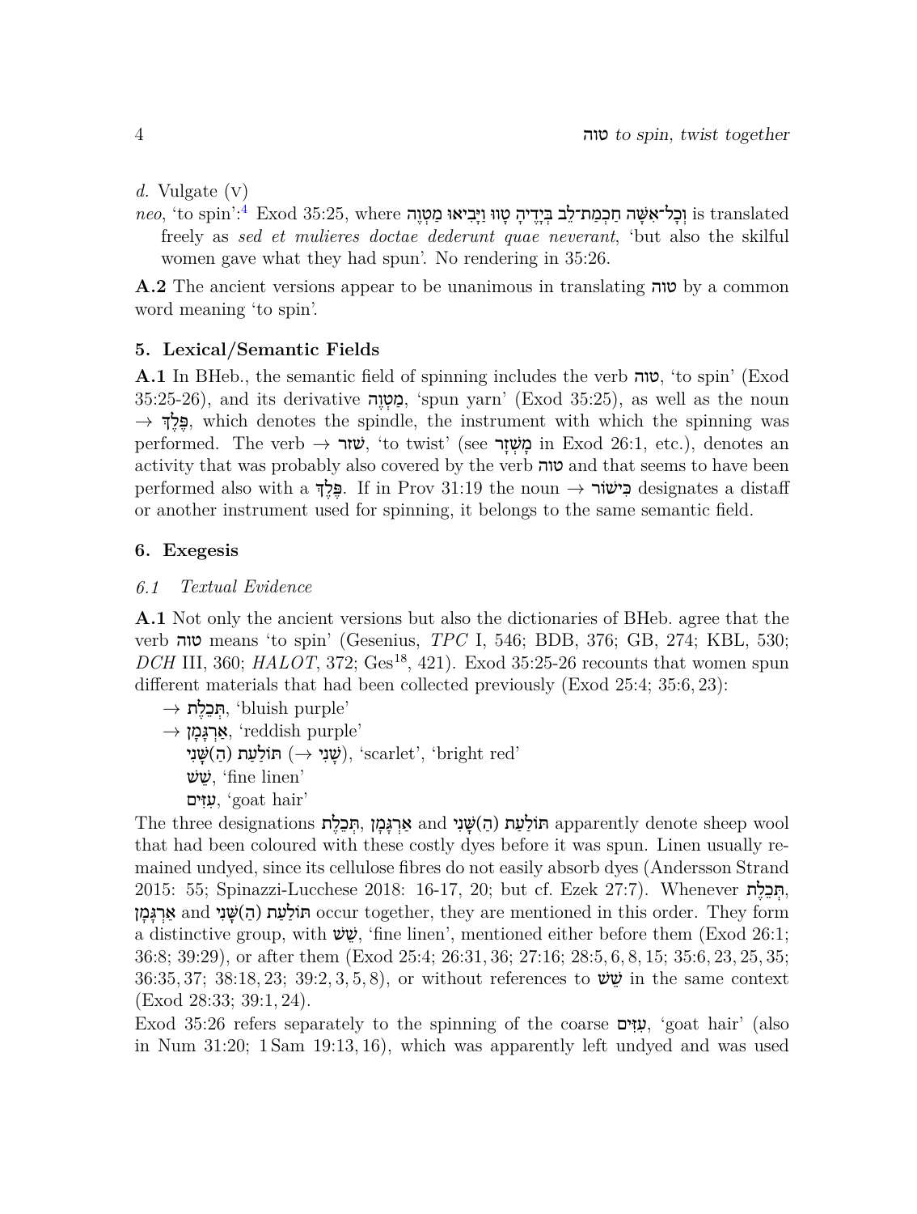*d.* Vulgate (V)

*neo*, 'to spin':[4] Exod 35:25, where וְכָל־אִשָּׁה חַכְמַת־לֵב בְּיָדֶיהָ טָווּ וַיָּבִיאוּ מַטְוֶה is translated freely as *sed et mulieres doctae dederunt quae neverant*, 'but also the skilful women gave what they had spun'. No rendering in 35:26.

**A.2** The ancient versions appear to be unanimous in translating טוה by a common word meaning 'to spin'.

## 5. Lexical/Semantic Fields

**A.1** In BHeb., the semantic field of spinning includes the verb טוה, 'to spin' (Exod 35:25-26), and its derivative מַטְוֶה, 'spun yarn' (Exod 35:25), as well as the noun → פֶּלֶךְ, which denotes the spindle, the instrument with which the spinning was performed. The verb → שׁזר, 'to twist' (see מָשְׁזָר in Exod 26:1, etc.), denotes an activity that was probably also covered by the verb טוה and that seems to have been performed also with a פֶּלֶךְ. If in Prov 31:19 the noun → כִּישׁוֹר designates a distaff or another instrument used for spinning, it belongs to the same semantic field.

## 6. Exegesis

### *6.1 Textual Evidence*

**A.1** Not only the ancient versions but also the dictionaries of BHeb. agree that the verb טוה means 'to spin' (Gesenius, *TPC* I, 546; BDB, 376; GB, 274; KBL, 530; *DCH* III, 360; *HALOT*, 372; Ges[18], 421). Exod 35:25-26 recounts that women spun different materials that had been collected previously (Exod 25:4; 35:6, 23):

→ תְּכֵלֶת, 'bluish purple'
→ אַרְגָּמָן, 'reddish purple'
תּוֹלַעַת (הַ)שָּׁנִי (→ שָׁנִי), 'scarlet', 'bright red'
שֵׁשׁ, 'fine linen'
עִזִּים, 'goat hair'

The three designations תְּכֵלֶת, אַרְגָּמָן and תּוֹלַעַת (הַ)שָּׁנִי apparently denote sheep wool that had been coloured with these costly dyes before it was spun. Linen usually remained undyed, since its cellulose fibres do not easily absorb dyes (Andersson Strand 2015: 55; Spinazzi-Lucchese 2018: 16-17, 20; but cf. Ezek 27:7). Whenever תְּכֵלֶת, אַרְגָּמָן and תּוֹלַעַת (הַ)שָּׁנִי occur together, they are mentioned in this order. They form a distinctive group, with שֵׁשׁ, 'fine linen', mentioned either before them (Exod 26:1; 36:8; 39:29), or after them (Exod 25:4; 26:31, 36; 27:16; 28:5, 6, 8, 15; 35:6, 23, 25, 35; 36:35, 37; 38:18, 23; 39:2, 3, 5, 8), or without references to שֵׁשׁ in the same context (Exod 28:33; 39:1, 24).

Exod 35:26 refers separately to the spinning of the coarse עִזִּים, 'goat hair' (also in Num 31:20; 1 Sam 19:13, 16), which was apparently left undyed and was used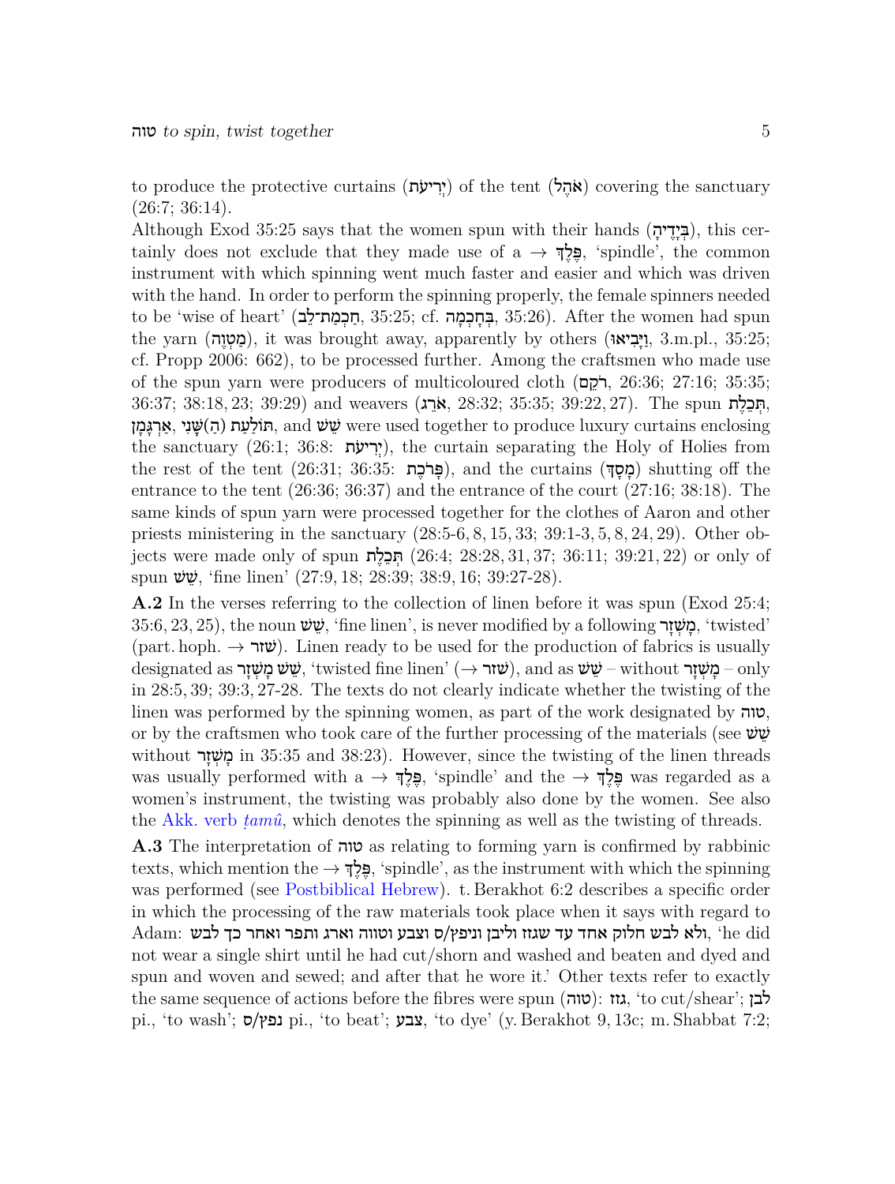to produce the protective curtains (יְרִיעֹת) of the tent (אֹהֶל) covering the sanctuary (26:7; 36:14).

Although Exod 35:25 says that the women spun with their hands (בְּיָדֶיהָ), this certainly does not exclude that they made use of a → פֶּלֶךְ, 'spindle', the common instrument with which spinning went much faster and easier and which was driven with the hand. In order to perform the spinning properly, the female spinners needed to be 'wise of heart' (חַכְמַת־לֵב, 35:25; cf. בְּחָכְמָה, 35:26). After the women had spun the yarn (מַטְוֶה), it was brought away, apparently by others (וַיָּבִיאוּ, 3.m.pl., 35:25; cf. Propp 2006: 662), to be processed further. Among the craftsmen who made use of the spun yarn were producers of multicoloured cloth (רֹקֵם, 26:36; 27:16; 35:35; 36:37; 38:18, 23; 39:29) and weavers (אֹרֵג, 28:32; 35:35; 39:22, 27). The spun תְּכֵלֶת, אַרְגָּמָן, תּוֹלַעַת (הַ)שָּׁנִי, and שֵׁשׁ were used together to produce luxury curtains enclosing the sanctuary (26:1; 36:8: יְרִיעֹת), the curtain separating the Holy of Holies from the rest of the tent (26:31; 36:35: פָּרֹכֶת), and the curtains (מָסָךְ) shutting off the entrance to the tent (26:36; 36:37) and the entrance of the court (27:16; 38:18). The same kinds of spun yarn were processed together for the clothes of Aaron and other priests ministering in the sanctuary (28:5-6, 8, 15, 33; 39:1-3, 5, 8, 24, 29). Other objects were made only of spun תְּכֵלֶת (26:4; 28:28, 31, 37; 36:11; 39:21, 22) or only of spun שֵׁשׁ, 'fine linen' (27:9, 18; 28:39; 38:9, 16; 39:27-28).

**A.2** In the verses referring to the collection of linen before it was spun (Exod 25:4; 35:6, 23, 25), the noun שֵׁשׁ, 'fine linen', is never modified by a following מָשְׁזָר, 'twisted' (part. hoph. → שׁזר). Linen ready to be used for the production of fabrics is usually designated as שֵׁשׁ מָשְׁזָר, 'twisted fine linen' (→ שׁזר), and as שֵׁשׁ – without מָשְׁזָר – only in 28:5, 39; 39:3, 27-28. The texts do not clearly indicate whether the twisting of the linen was performed by the spinning women, as part of the work designated by טוה, or by the craftsmen who took care of the further processing of the materials (see שֵׁשׁ without מָשְׁזָר in 35:35 and 38:23). However, since the twisting of the linen threads was usually performed with a → פֶּלֶךְ, 'spindle' and the → פֶּלֶךְ was regarded as a women's instrument, the twisting was probably also done by the women. See also the Akk. verb *ṭamû*, which denotes the spinning as well as the twisting of threads.

**A.3** The interpretation of טוה as relating to forming yarn is confirmed by rabbinic texts, which mention the → פֶּלֶךְ, 'spindle', as the instrument with which the spinning was performed (see Postbiblical Hebrew). t. Berakhot 6:2 describes a specific order in which the processing of the raw materials took place when it says with regard to Adam: ולא לבש חלוק אחד עד שגזז וליבן וניפץ/ס וצבע וטווה וארג ותפר ואחר כך לבש, 'he did not wear a single shirt until he had cut/shorn and washed and beaten and dyed and spun and woven and sewed; and after that he wore it.' Other texts refer to exactly the same sequence of actions before the fibres were spun (טוה): גזז, 'to cut/shear'; לבן pi., 'to wash'; נפץ/ס pi., 'to beat'; צבע, 'to dye' (y. Berakhot 9, 13c; m. Shabbat 7:2;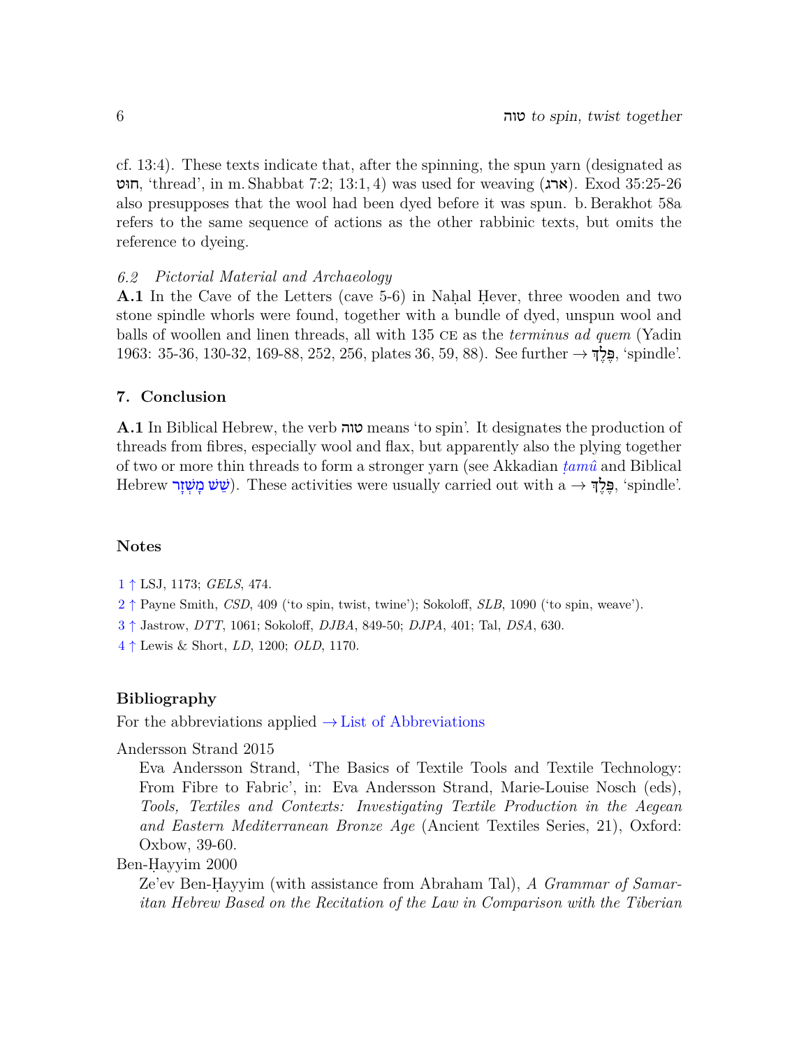cf. 13:4). These texts indicate that, after the spinning, the spun yarn (designated as חוט, 'thread', in m. Shabbat 7:2; 13:1, 4) was used for weaving (ארג). Exod 35:25-26 also presupposes that the wool had been dyed before it was spun. b. Berakhot 58a refers to the same sequence of actions as the other rabbinic texts, but omits the reference to dyeing.

### *6.2 Pictorial Material and Archaeology*

**A.1** In the Cave of the Letters (cave 5-6) in Naḥal Ḥever, three wooden and two stone spindle whorls were found, together with a bundle of dyed, unspun wool and balls of woollen and linen threads, all with 135 CE as the *terminus ad quem* (Yadin 1963: 35-36, 130-32, 169-88, 252, 256, plates 36, 59, 88). See further → פֶּלֶךְ, 'spindle'.

## 7. Conclusion

**A.1** In Biblical Hebrew, the verb טוה means 'to spin'. It designates the production of threads from fibres, especially wool and flax, but apparently also the plying together of two or more thin threads to form a stronger yarn (see Akkadian *ṭamû* and Biblical Hebrew שֵׁשׁ מָשְׁזָר). These activities were usually carried out with a → פֶּלֶךְ, 'spindle'.

## Notes

1 ↑ LSJ, 1173; *GELS*, 474.

2 ↑ Payne Smith, *CSD*, 409 ('to spin, twist, twine'); Sokoloff, *SLB*, 1090 ('to spin, weave').

3 ↑ Jastrow, *DTT*, 1061; Sokoloff, *DJBA*, 849-50; *DJPA*, 401; Tal, *DSA*, 630.

4 ↑ Lewis & Short, *LD*, 1200; *OLD*, 1170.

## Bibliography

For the abbreviations applied → List of Abbreviations

Andersson Strand 2015
: Eva Andersson Strand, 'The Basics of Textile Tools and Textile Technology: From Fibre to Fabric', in: Eva Andersson Strand, Marie-Louise Nosch (eds), *Tools, Textiles and Contexts: Investigating Textile Production in the Aegean and Eastern Mediterranean Bronze Age* (Ancient Textiles Series, 21), Oxford: Oxbow, 39-60.

Ben-Ḥayyim 2000
: Ze'ev Ben-Ḥayyim (with assistance from Abraham Tal), *A Grammar of Samaritan Hebrew Based on the Recitation of the Law in Comparison with the Tiberian*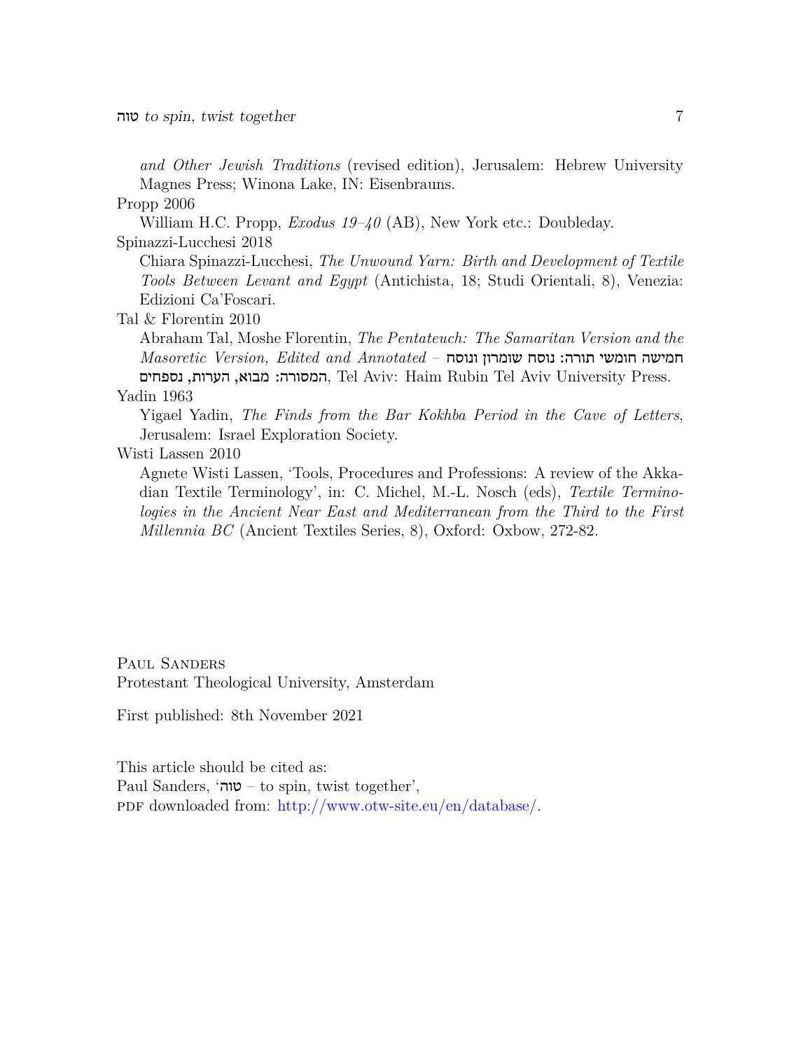*and Other Jewish Traditions* (revised edition), Jerusalem: Hebrew University Magnes Press; Winona Lake, IN: Eisenbrauns.

Propp 2006

William H.C. Propp, *Exodus 19–40* (AB), New York etc.: Doubleday.

Spinazzi-Lucchesi 2018

Chiara Spinazzi-Lucchesi, *The Unwound Yarn: Birth and Development of Textile Tools Between Levant and Egypt* (Antichista, 18; Studi Orientali, 8), Venezia: Edizioni Ca'Foscari.

Tal & Florentin 2010

Abraham Tal, Moshe Florentin, *The Pentateuch: The Samaritan Version and the Masoretic Version, Edited and Annotated* – חמישה חומשי תורה: נוסח שומרון ונוסח המסורה: מבוא, הערות, נספחים, Tel Aviv: Haim Rubin Tel Aviv University Press.

Yadin 1963

Yigael Yadin, *The Finds from the Bar Kokhba Period in the Cave of Letters*, Jerusalem: Israel Exploration Society.

Wisti Lassen 2010

Agnete Wisti Lassen, 'Tools, Procedures and Professions: A review of the Akkadian Textile Terminology', in: C. Michel, M.-L. Nosch (eds), *Textile Terminologies in the Ancient Near East and Mediterranean from the Third to the First Millennia BC* (Ancient Textiles Series, 8), Oxford: Oxbow, 272-82.

Paul Sanders
Protestant Theological University, Amsterdam

First published: 8th November 2021

This article should be cited as:
Paul Sanders, 'טוה – to spin, twist together',
PDF downloaded from: http://www.otw-site.eu/en/database/.